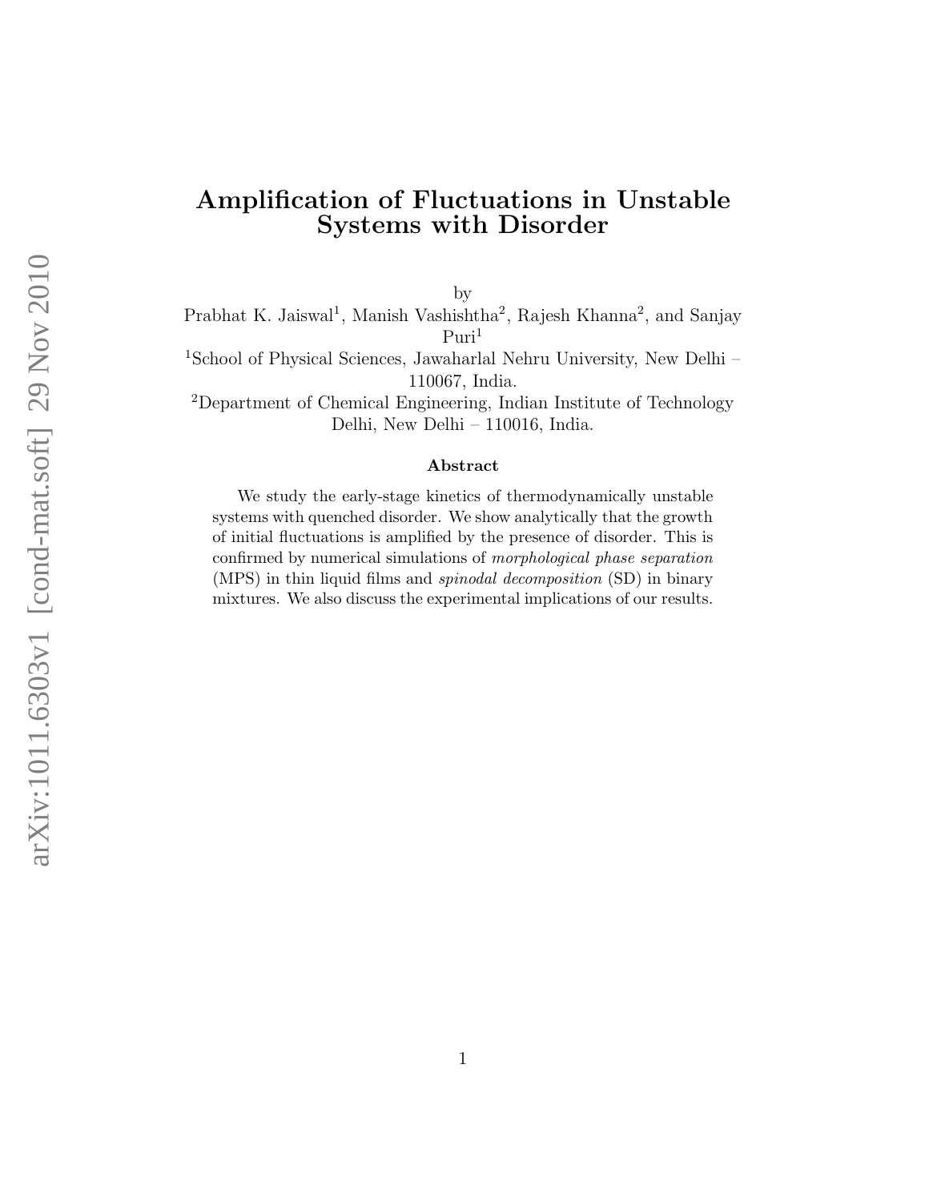# Amplification of Fluctuations in Unstable Systems with Disorder

by

Prabhat K. Jaiswal[1], Manish Vashishtha[2], Rajesh Khanna[2], and Sanjay Puri[1]

[1]School of Physical Sciences, Jawaharlal Nehru University, New Delhi – 110067, India.

[2]Department of Chemical Engineering, Indian Institute of Technology Delhi, New Delhi – 110016, India.

### Abstract

We study the early-stage kinetics of thermodynamically unstable systems with quenched disorder. We show analytically that the growth of initial fluctuations is amplified by the presence of disorder. This is confirmed by numerical simulations of *morphological phase separation* (MPS) in thin liquid films and *spinodal decomposition* (SD) in binary mixtures. We also discuss the experimental implications of our results.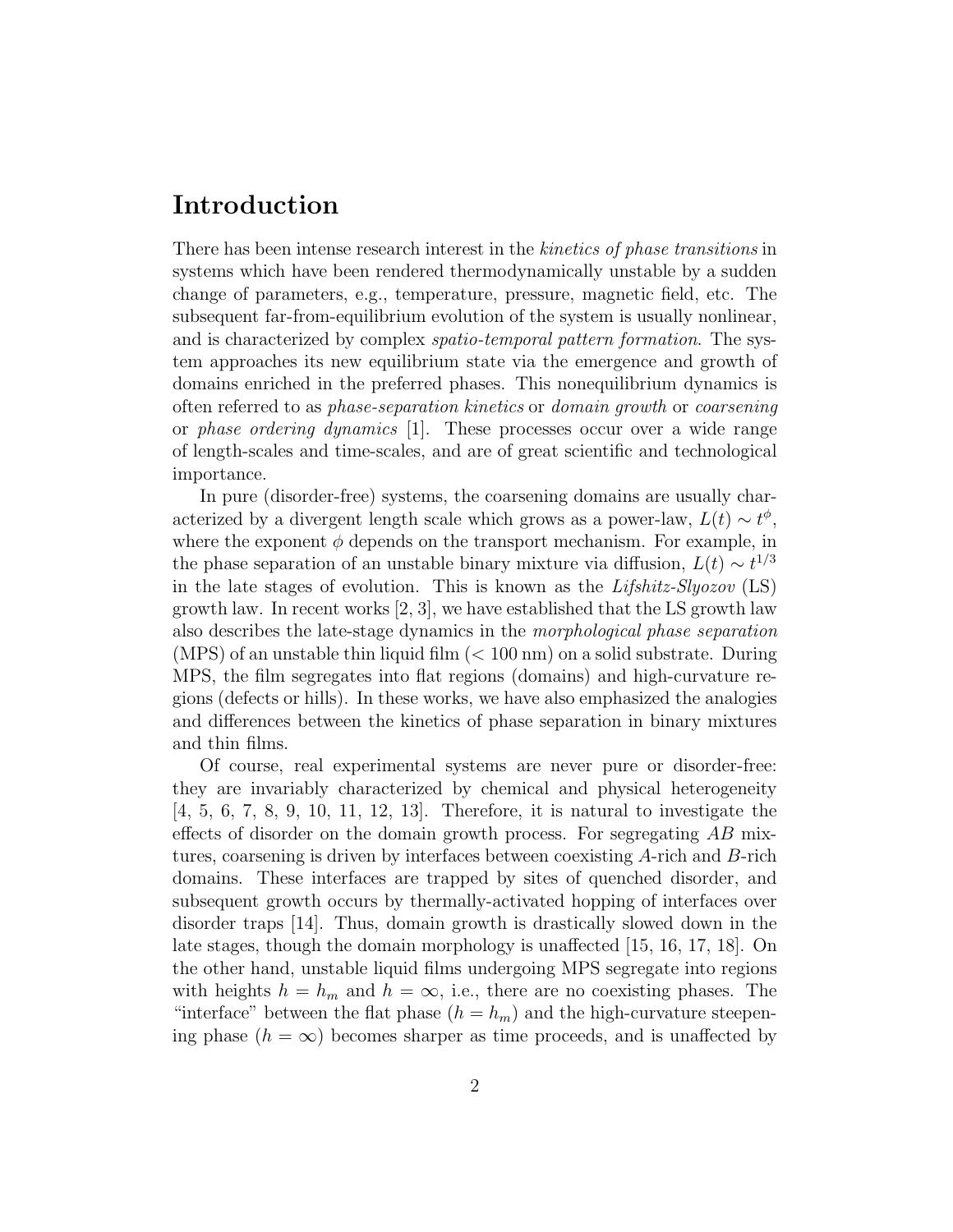# Introduction

There has been intense research interest in the *kinetics of phase transitions* in systems which have been rendered thermodynamically unstable by a sudden change of parameters, e.g., temperature, pressure, magnetic field, etc. The subsequent far-from-equilibrium evolution of the system is usually nonlinear, and is characterized by complex *spatio-temporal pattern formation*. The system approaches its new equilibrium state via the emergence and growth of domains enriched in the preferred phases. This nonequilibrium dynamics is often referred to as *phase-separation kinetics* or *domain growth* or *coarsening* or *phase ordering dynamics* [1]. These processes occur over a wide range of length-scales and time-scales, and are of great scientific and technological importance.

In pure (disorder-free) systems, the coarsening domains are usually characterized by a divergent length scale which grows as a power-law, $L(t) \sim t^{\phi}$, where the exponent $\phi$ depends on the transport mechanism. For example, in the phase separation of an unstable binary mixture via diffusion, $L(t) \sim t^{1/3}$ in the late stages of evolution. This is known as the *Lifshitz-Slyozov* (LS) growth law. In recent works [2, 3], we have established that the LS growth law also describes the late-stage dynamics in the *morphological phase separation* (MPS) of an unstable thin liquid film ($< 100$ nm) on a solid substrate. During MPS, the film segregates into flat regions (domains) and high-curvature regions (defects or hills). In these works, we have also emphasized the analogies and differences between the kinetics of phase separation in binary mixtures and thin films.

Of course, real experimental systems are never pure or disorder-free: they are invariably characterized by chemical and physical heterogeneity [4, 5, 6, 7, 8, 9, 10, 11, 12, 13]. Therefore, it is natural to investigate the effects of disorder on the domain growth process. For segregating $AB$ mixtures, coarsening is driven by interfaces between coexisting $A$-rich and $B$-rich domains. These interfaces are trapped by sites of quenched disorder, and subsequent growth occurs by thermally-activated hopping of interfaces over disorder traps [14]. Thus, domain growth is drastically slowed down in the late stages, though the domain morphology is unaffected [15, 16, 17, 18]. On the other hand, unstable liquid films undergoing MPS segregate into regions with heights $h = h_m$ and $h = \infty$, i.e., there are no coexisting phases. The "interface" between the flat phase ($h = h_m$) and the high-curvature steepening phase ($h = \infty$) becomes sharper as time proceeds, and is unaffected by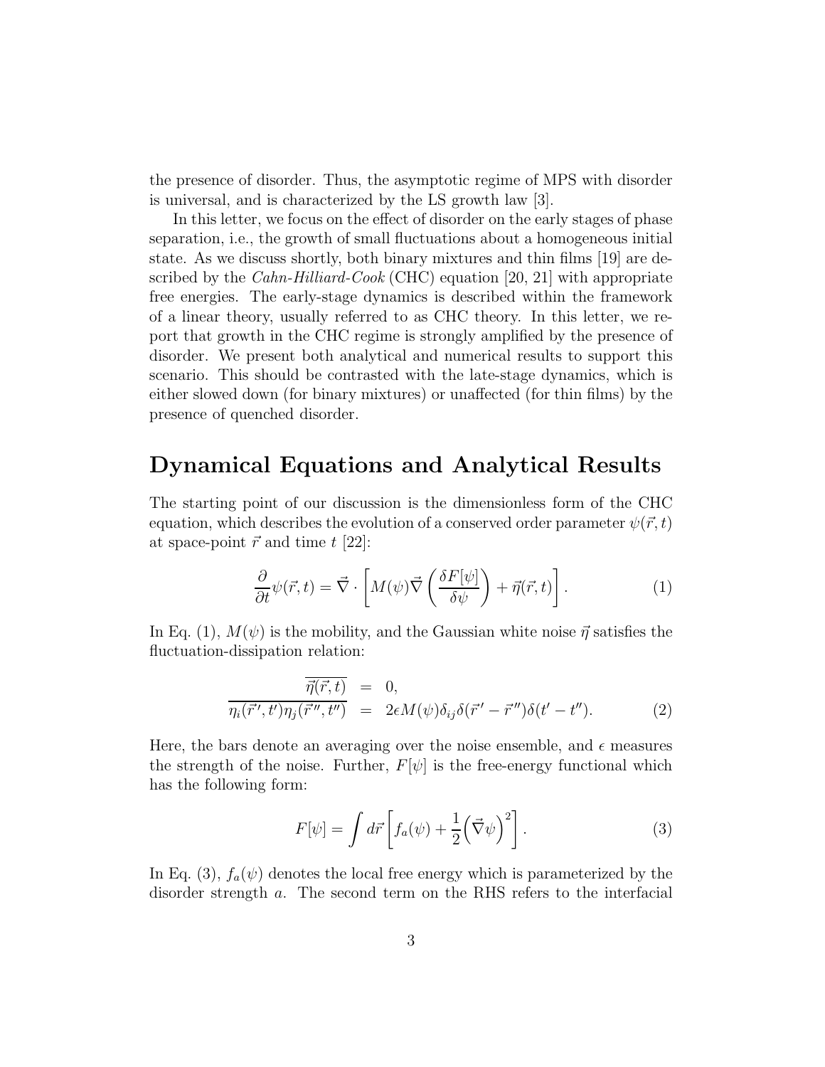the presence of disorder. Thus, the asymptotic regime of MPS with disorder is universal, and is characterized by the LS growth law [3].

In this letter, we focus on the effect of disorder on the early stages of phase separation, i.e., the growth of small fluctuations about a homogeneous initial state. As we discuss shortly, both binary mixtures and thin films [19] are described by the *Cahn-Hilliard-Cook* (CHC) equation [20, 21] with appropriate free energies. The early-stage dynamics is described within the framework of a linear theory, usually referred to as CHC theory. In this letter, we report that growth in the CHC regime is strongly amplified by the presence of disorder. We present both analytical and numerical results to support this scenario. This should be contrasted with the late-stage dynamics, which is either slowed down (for binary mixtures) or unaffected (for thin films) by the presence of quenched disorder.

## Dynamical Equations and Analytical Results

The starting point of our discussion is the dimensionless form of the CHC equation, which describes the evolution of a conserved order parameter $\psi(\vec{r},t)$ at space-point $\vec{r}$ and time $t$ [22]:

$$\frac{\partial}{\partial t}\psi(\vec{r},t) = \vec{\nabla}\cdot\left[M(\psi)\vec{\nabla}\left(\frac{\delta F[\psi]}{\delta\psi}\right) + \vec{\eta}(\vec{r},t)\right]. \tag{1}$$

In Eq. (1), $M(\psi)$ is the mobility, and the Gaussian white noise $\vec{\eta}$ satisfies the fluctuation-dissipation relation:

$$\begin{aligned}
\overline{\vec{\eta}(\vec{r},t)} &= 0, \\
\overline{\eta_i(\vec{r}\,',t')\eta_j(\vec{r}\,'',t'')} &= 2\epsilon M(\psi)\delta_{ij}\delta(\vec{r}\,'-\vec{r}\,'')\delta(t'-t''). 
\end{aligned} \tag{2}$$

Here, the bars denote an averaging over the noise ensemble, and $\epsilon$ measures the strength of the noise. Further, $F[\psi]$ is the free-energy functional which has the following form:

$$F[\psi] = \int d\vec{r}\left[f_a(\psi) + \frac{1}{2}\left(\vec{\nabla}\psi\right)^2\right]. \tag{3}$$

In Eq. (3), $f_a(\psi)$ denotes the local free energy which is parameterized by the disorder strength $a$. The second term on the RHS refers to the interfacial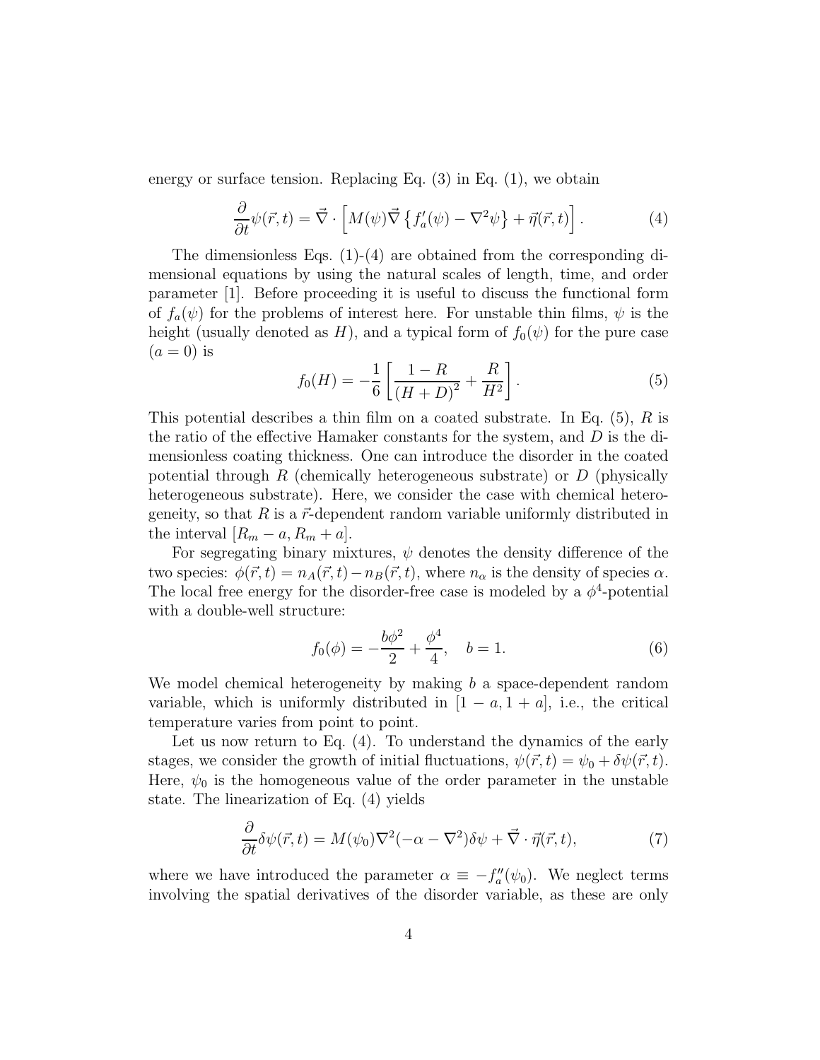energy or surface tension. Replacing Eq. (3) in Eq. (1), we obtain

$$\frac{\partial}{\partial t}\psi(\vec{r},t) = \vec{\nabla} \cdot \left[ M(\psi)\vec{\nabla}\left\{ f_a'(\psi) - \nabla^2\psi \right\} + \vec{\eta}(\vec{r},t) \right]. \tag{4}$$

The dimensionless Eqs. (1)-(4) are obtained from the corresponding dimensional equations by using the natural scales of length, time, and order parameter [1]. Before proceeding it is useful to discuss the functional form of $f_a(\psi)$ for the problems of interest here. For unstable thin films, $\psi$ is the height (usually denoted as $H$), and a typical form of $f_0(\psi)$ for the pure case ($a = 0$) is

$$f_0(H) = -\frac{1}{6}\left[ \frac{1-R}{(H+D)^2} + \frac{R}{H^2} \right]. \tag{5}$$

This potential describes a thin film on a coated substrate. In Eq. (5), $R$ is the ratio of the effective Hamaker constants for the system, and $D$ is the dimensionless coating thickness. One can introduce the disorder in the coated potential through $R$ (chemically heterogeneous substrate) or $D$ (physically heterogeneous substrate). Here, we consider the case with chemical heterogeneity, so that $R$ is a $\vec{r}$-dependent random variable uniformly distributed in the interval $[R_m - a, R_m + a]$.

For segregating binary mixtures, $\psi$ denotes the density difference of the two species: $\phi(\vec{r},t) = n_A(\vec{r},t) - n_B(\vec{r},t)$, where $n_\alpha$ is the density of species $\alpha$. The local free energy for the disorder-free case is modeled by a $\phi^4$-potential with a double-well structure:

$$f_0(\phi) = -\frac{b\phi^2}{2} + \frac{\phi^4}{4}, \quad b = 1. \tag{6}$$

We model chemical heterogeneity by making $b$ a space-dependent random variable, which is uniformly distributed in $[1-a, 1+a]$, i.e., the critical temperature varies from point to point.

Let us now return to Eq. (4). To understand the dynamics of the early stages, we consider the growth of initial fluctuations, $\psi(\vec{r},t) = \psi_0 + \delta\psi(\vec{r},t)$. Here, $\psi_0$ is the homogeneous value of the order parameter in the unstable state. The linearization of Eq. (4) yields

$$\frac{\partial}{\partial t}\delta\psi(\vec{r},t) = M(\psi_0)\nabla^2(-\alpha - \nabla^2)\delta\psi + \vec{\nabla} \cdot \vec{\eta}(\vec{r},t), \tag{7}$$

where we have introduced the parameter $\alpha \equiv -f_a''(\psi_0)$. We neglect terms involving the spatial derivatives of the disorder variable, as these are only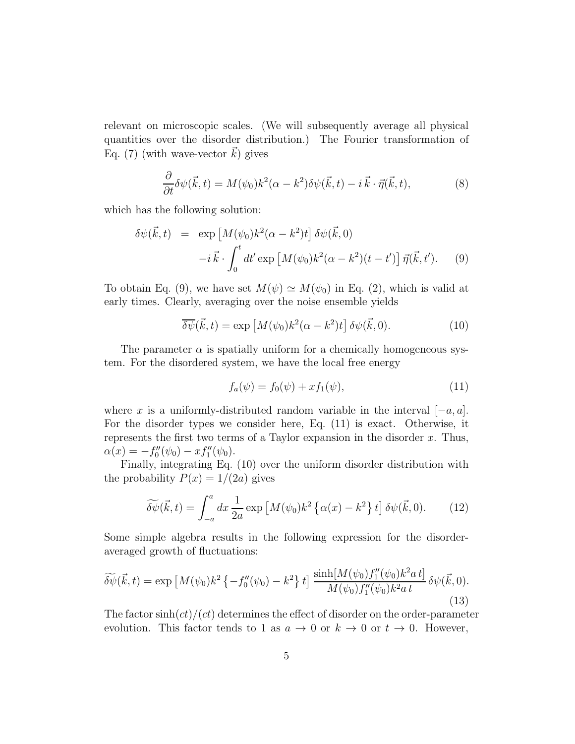relevant on microscopic scales. (We will subsequently average all physical quantities over the disorder distribution.) The Fourier transformation of Eq. (7) (with wave-vector $\vec{k}$) gives

$$\frac{\partial}{\partial t}\delta\psi(\vec{k},t) = M(\psi_0)k^2(\alpha - k^2)\delta\psi(\vec{k},t) - i\,\vec{k}\cdot\vec{\eta}(\vec{k},t), \tag{8}$$

which has the following solution:

$$\begin{aligned}\delta\psi(\vec{k},t) &= \exp\left[M(\psi_0)k^2(\alpha - k^2)t\right]\delta\psi(\vec{k},0) \\ &\quad - i\,\vec{k}\cdot\int_0^t dt' \exp\left[M(\psi_0)k^2(\alpha - k^2)(t-t')\right]\vec{\eta}(\vec{k},t').\end{aligned} \tag{9}$$

To obtain Eq. (9), we have set $M(\psi) \simeq M(\psi_0)$ in Eq. (2), which is valid at early times. Clearly, averaging over the noise ensemble yields

$$\overline{\delta\psi}(\vec{k},t) = \exp\left[M(\psi_0)k^2(\alpha - k^2)t\right]\delta\psi(\vec{k},0). \tag{10}$$

The parameter $\alpha$ is spatially uniform for a chemically homogeneous system. For the disordered system, we have the local free energy

$$f_a(\psi) = f_0(\psi) + x f_1(\psi), \tag{11}$$

where $x$ is a uniformly-distributed random variable in the interval $[-a, a]$. For the disorder types we consider here, Eq. (11) is exact. Otherwise, it represents the first two terms of a Taylor expansion in the disorder $x$. Thus, $\alpha(x) = -f_0''(\psi_0) - x f_1''(\psi_0)$.

Finally, integrating Eq. (10) over the uniform disorder distribution with the probability $P(x) = 1/(2a)$ gives

$$\widetilde{\delta\psi}(\vec{k},t) = \int_{-a}^{a} dx\,\frac{1}{2a}\exp\left[M(\psi_0)k^2\left\{\alpha(x) - k^2\right\}t\right]\delta\psi(\vec{k},0). \tag{12}$$

Some simple algebra results in the following expression for the disorder-averaged growth of fluctuations:

$$\widetilde{\delta\psi}(\vec{k},t) = \exp\left[M(\psi_0)k^2\left\{-f_0''(\psi_0) - k^2\right\}t\right]\frac{\sinh[M(\psi_0)f_1''(\psi_0)k^2 a\,t]}{M(\psi_0)f_1''(\psi_0)k^2 a\,t}\,\delta\psi(\vec{k},0). \tag{13}$$

The factor $\sinh(ct)/(ct)$ determines the effect of disorder on the order-parameter evolution. This factor tends to 1 as $a \to 0$ or $k \to 0$ or $t \to 0$. However,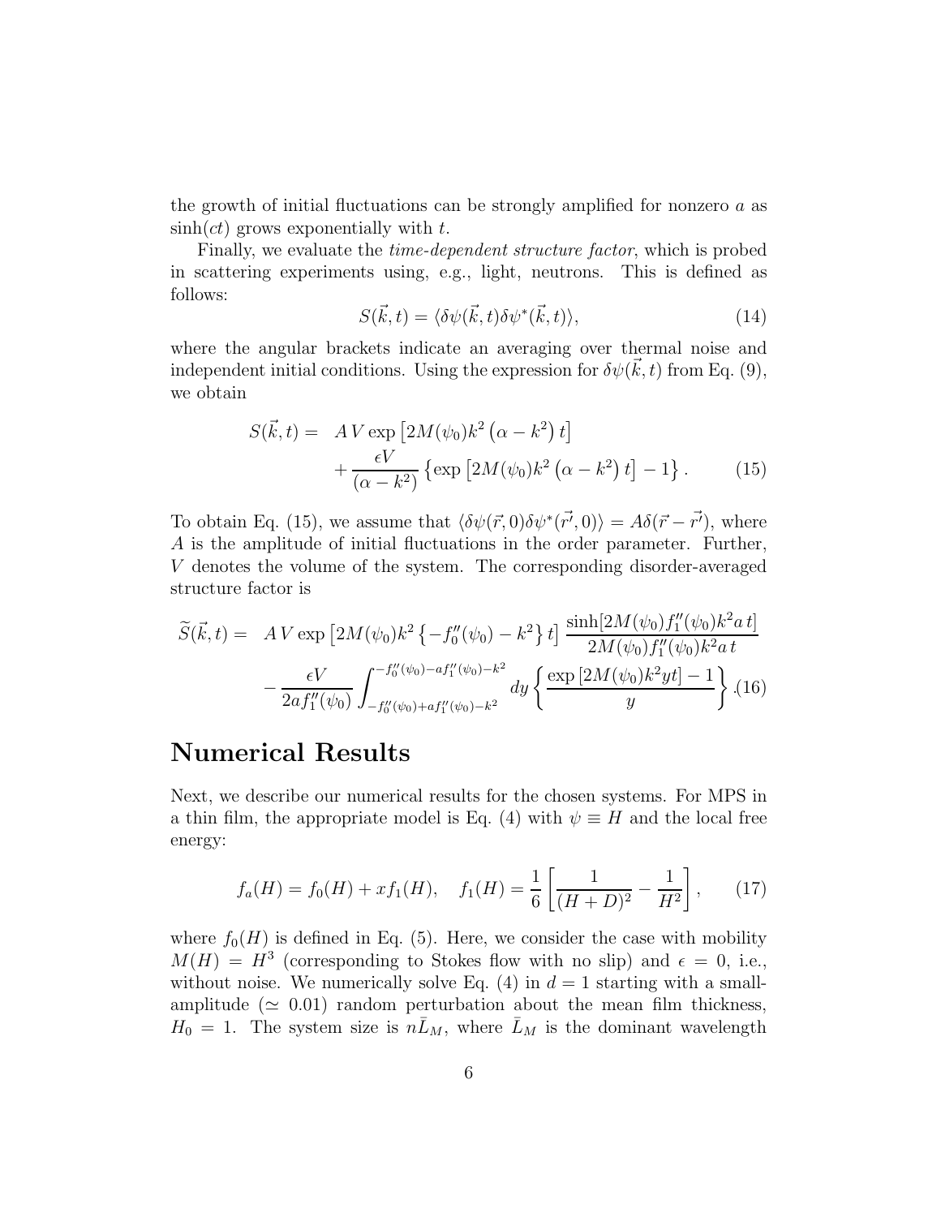the growth of initial fluctuations can be strongly amplified for nonzero $a$ as $\sinh(ct)$ grows exponentially with $t$.

Finally, we evaluate the *time-dependent structure factor*, which is probed in scattering experiments using, e.g., light, neutrons. This is defined as follows:

$$S(\vec{k},t) = \langle \delta\psi(\vec{k},t)\delta\psi^*(\vec{k},t)\rangle, \tag{14}$$

where the angular brackets indicate an averaging over thermal noise and independent initial conditions. Using the expression for $\delta\psi(\vec{k},t)$ from Eq. (9), we obtain

$$\begin{aligned} S(\vec{k},t) = \; & A\,V \exp\left[2M(\psi_0)k^2\left(\alpha - k^2\right)t\right] \\ & + \frac{\epsilon V}{(\alpha - k^2)}\left\{\exp\left[2M(\psi_0)k^2\left(\alpha - k^2\right)t\right] - 1\right\}. \end{aligned} \tag{15}$$

To obtain Eq. (15), we assume that $\langle \delta\psi(\vec{r},0)\delta\psi^*(\vec{r'},0)\rangle = A\delta(\vec{r}-\vec{r'})$, where $A$ is the amplitude of initial fluctuations in the order parameter. Further, $V$ denotes the volume of the system. The corresponding disorder-averaged structure factor is

$$\begin{aligned} \widetilde{S}(\vec{k},t) = \; & A\,V \exp\left[2M(\psi_0)k^2\left\{-f_0''(\psi_0) - k^2\right\}t\right] \frac{\sinh[2M(\psi_0)f_1''(\psi_0)k^2 a\, t]}{2M(\psi_0)f_1''(\psi_0)k^2 a\, t} \\ & - \frac{\epsilon V}{2af_1''(\psi_0)} \int_{-f_0''(\psi_0)+af_1''(\psi_0)-k^2}^{-f_0''(\psi_0)-af_1''(\psi_0)-k^2} dy \left\{\frac{\exp\left[2M(\psi_0)k^2 yt\right] - 1}{y}\right\}. \end{aligned} \tag{16}$$

# Numerical Results

Next, we describe our numerical results for the chosen systems. For MPS in a thin film, the appropriate model is Eq. (4) with $\psi \equiv H$ and the local free energy:

$$f_a(H) = f_0(H) + xf_1(H), \quad f_1(H) = \frac{1}{6}\left[\frac{1}{(H+D)^2} - \frac{1}{H^2}\right], \tag{17}$$

where $f_0(H)$ is defined in Eq. (5). Here, we consider the case with mobility $M(H) = H^3$ (corresponding to Stokes flow with no slip) and $\epsilon = 0$, i.e., without noise. We numerically solve Eq. (4) in $d = 1$ starting with a small-amplitude ($\simeq 0.01$) random perturbation about the mean film thickness, $H_0 = 1$. The system size is $n\bar{L}_M$, where $\bar{L}_M$ is the dominant wavelength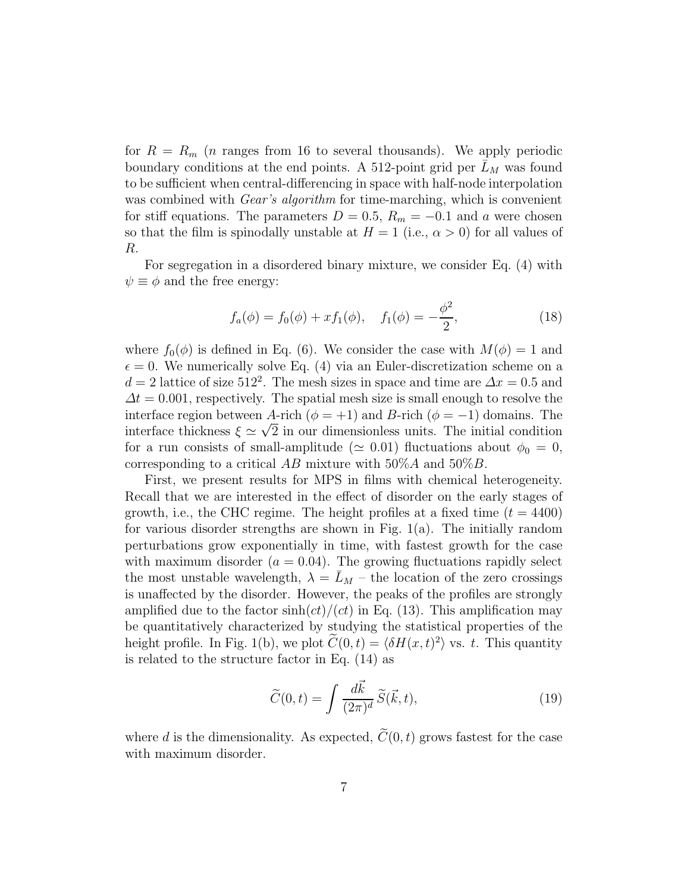for $R = R_m$ ($n$ ranges from 16 to several thousands). We apply periodic boundary conditions at the end points. A 512-point grid per $\bar{L}_M$ was found to be sufficient when central-differencing in space with half-node interpolation was combined with *Gear's algorithm* for time-marching, which is convenient for stiff equations. The parameters $D = 0.5$, $R_m = -0.1$ and $a$ were chosen so that the film is spinodally unstable at $H = 1$ (i.e., $\alpha > 0$) for all values of $R$.

For segregation in a disordered binary mixture, we consider Eq. (4) with $\psi \equiv \phi$ and the free energy:

$$f_a(\phi) = f_0(\phi) + x f_1(\phi), \quad f_1(\phi) = -\frac{\phi^2}{2}, \tag{18}$$

where $f_0(\phi)$ is defined in Eq. (6). We consider the case with $M(\phi) = 1$ and $\epsilon = 0$. We numerically solve Eq. (4) via an Euler-discretization scheme on a $d = 2$ lattice of size $512^2$. The mesh sizes in space and time are $\Delta x = 0.5$ and $\Delta t = 0.001$, respectively. The spatial mesh size is small enough to resolve the interface region between $A$-rich ($\phi = +1$) and $B$-rich ($\phi = -1$) domains. The interface thickness $\xi \simeq \sqrt{2}$ in our dimensionless units. The initial condition for a run consists of small-amplitude ($\simeq 0.01$) fluctuations about $\phi_0 = 0$, corresponding to a critical $AB$ mixture with 50%$A$ and 50%$B$.

First, we present results for MPS in films with chemical heterogeneity. Recall that we are interested in the effect of disorder on the early stages of growth, i.e., the CHC regime. The height profiles at a fixed time ($t = 4400$) for various disorder strengths are shown in Fig. 1(a). The initially random perturbations grow exponentially in time, with fastest growth for the case with maximum disorder ($a = 0.04$). The growing fluctuations rapidly select the most unstable wavelength, $\lambda = \bar{L}_M$ – the location of the zero crossings is unaffected by the disorder. However, the peaks of the profiles are strongly amplified due to the factor $\sinh(ct)/(ct)$ in Eq. (13). This amplification may be quantitatively characterized by studying the statistical properties of the height profile. In Fig. 1(b), we plot $\widetilde{C}(0,t) = \langle \delta H(x,t)^2 \rangle$ vs. $t$. This quantity is related to the structure factor in Eq. (14) as

$$\widetilde{C}(0,t) = \int \frac{d\vec{k}}{(2\pi)^d} \, \widetilde{S}(\vec{k},t), \tag{19}$$

where $d$ is the dimensionality. As expected, $\widetilde{C}(0,t)$ grows fastest for the case with maximum disorder.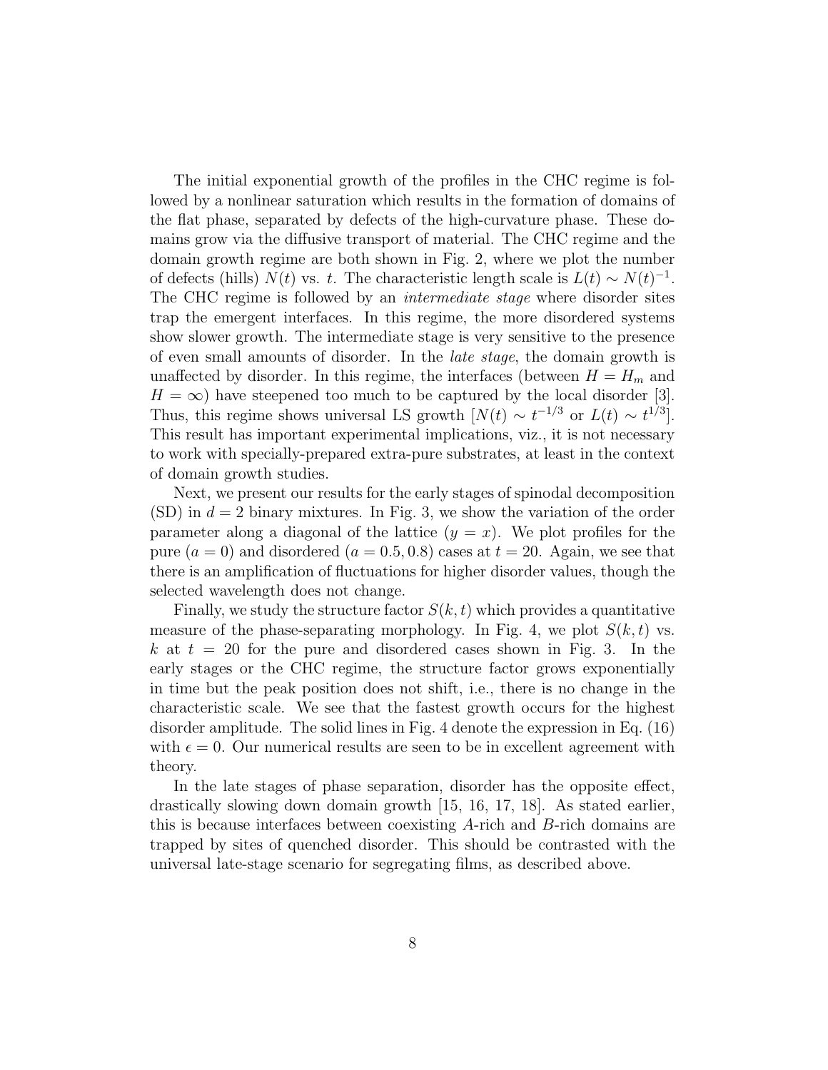The initial exponential growth of the profiles in the CHC regime is followed by a nonlinear saturation which results in the formation of domains of the flat phase, separated by defects of the high-curvature phase. These domains grow via the diffusive transport of material. The CHC regime and the domain growth regime are both shown in Fig. 2, where we plot the number of defects (hills) $N(t)$ vs. $t$. The characteristic length scale is $L(t) \sim N(t)^{-1}$. The CHC regime is followed by an *intermediate stage* where disorder sites trap the emergent interfaces. In this regime, the more disordered systems show slower growth. The intermediate stage is very sensitive to the presence of even small amounts of disorder. In the *late stage*, the domain growth is unaffected by disorder. In this regime, the interfaces (between $H = H_m$ and $H = \infty$) have steepened too much to be captured by the local disorder [3]. Thus, this regime shows universal LS growth [$N(t) \sim t^{-1/3}$ or $L(t) \sim t^{1/3}$]. This result has important experimental implications, viz., it is not necessary to work with specially-prepared extra-pure substrates, at least in the context of domain growth studies.

Next, we present our results for the early stages of spinodal decomposition (SD) in $d = 2$ binary mixtures. In Fig. 3, we show the variation of the order parameter along a diagonal of the lattice ($y = x$). We plot profiles for the pure ($a = 0$) and disordered ($a = 0.5, 0.8$) cases at $t = 20$. Again, we see that there is an amplification of fluctuations for higher disorder values, though the selected wavelength does not change.

Finally, we study the structure factor $S(k, t)$ which provides a quantitative measure of the phase-separating morphology. In Fig. 4, we plot $S(k, t)$ vs. $k$ at $t = 20$ for the pure and disordered cases shown in Fig. 3. In the early stages or the CHC regime, the structure factor grows exponentially in time but the peak position does not shift, i.e., there is no change in the characteristic scale. We see that the fastest growth occurs for the highest disorder amplitude. The solid lines in Fig. 4 denote the expression in Eq. (16) with $\epsilon = 0$. Our numerical results are seen to be in excellent agreement with theory.

In the late stages of phase separation, disorder has the opposite effect, drastically slowing down domain growth [15, 16, 17, 18]. As stated earlier, this is because interfaces between coexisting $A$-rich and $B$-rich domains are trapped by sites of quenched disorder. This should be contrasted with the universal late-stage scenario for segregating films, as described above.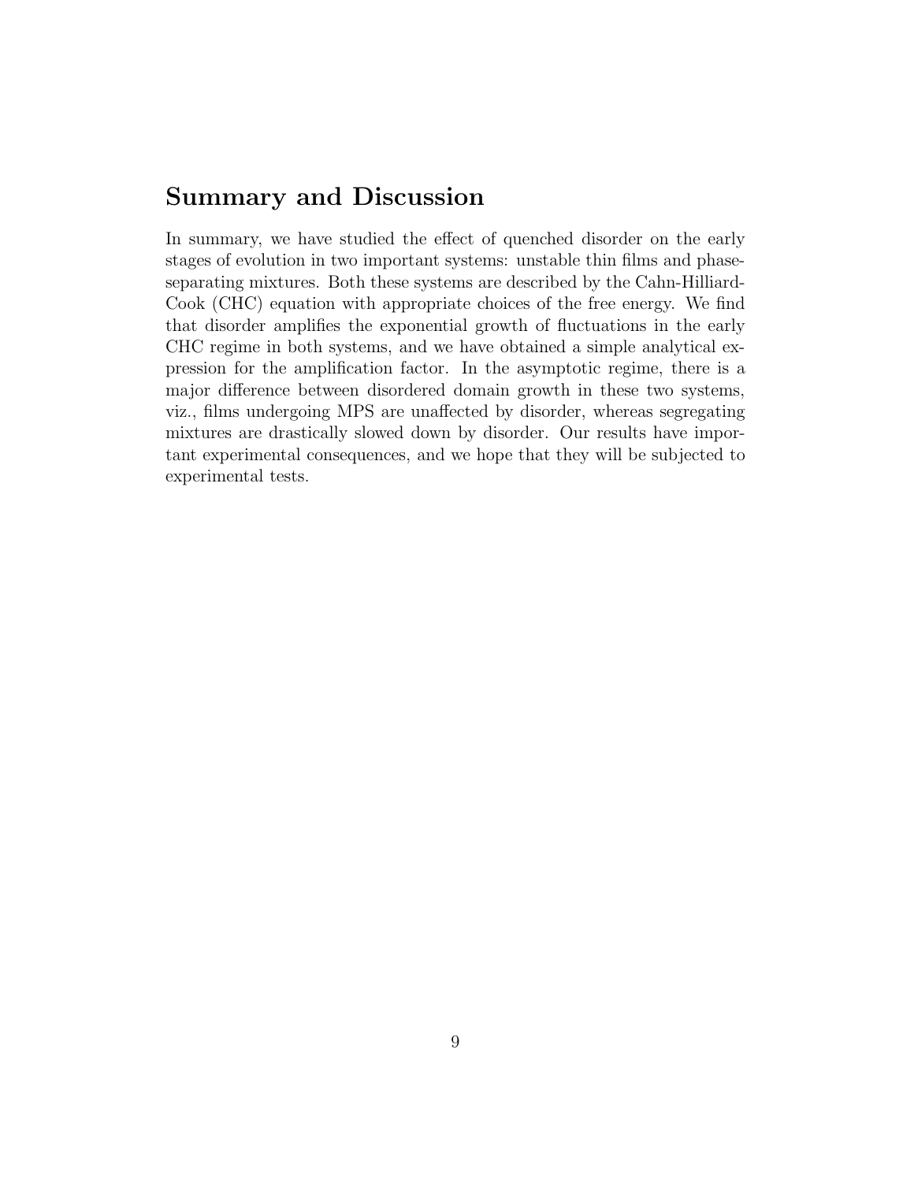## Summary and Discussion

In summary, we have studied the effect of quenched disorder on the early stages of evolution in two important systems: unstable thin films and phase-separating mixtures. Both these systems are described by the Cahn-Hilliard-Cook (CHC) equation with appropriate choices of the free energy. We find that disorder amplifies the exponential growth of fluctuations in the early CHC regime in both systems, and we have obtained a simple analytical expression for the amplification factor. In the asymptotic regime, there is a major difference between disordered domain growth in these two systems, viz., films undergoing MPS are unaffected by disorder, whereas segregating mixtures are drastically slowed down by disorder. Our results have important experimental consequences, and we hope that they will be subjected to experimental tests.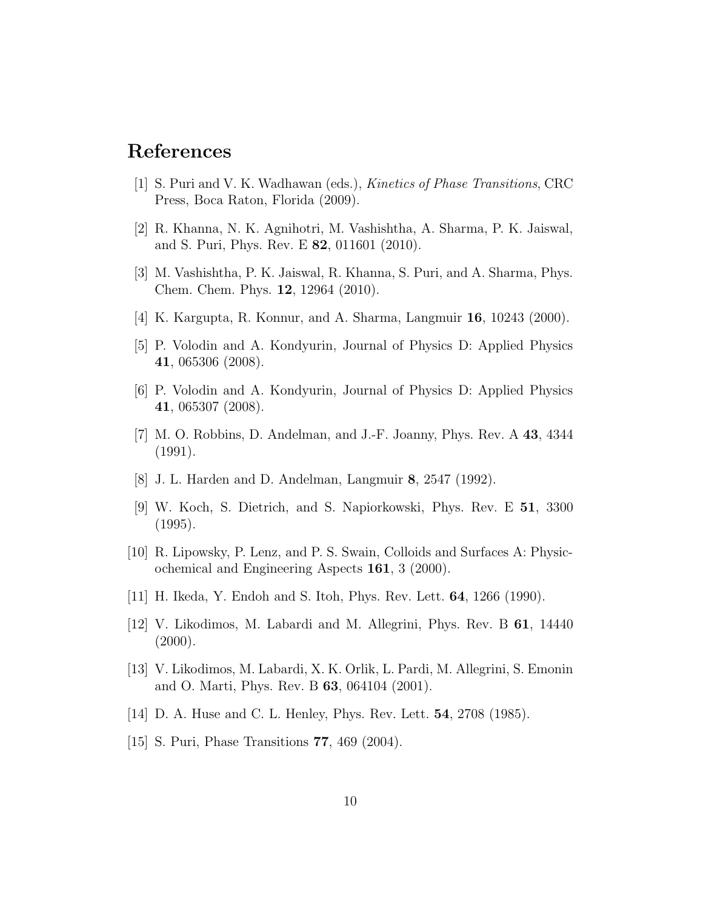# References

[1] S. Puri and V. K. Wadhawan (eds.), *Kinetics of Phase Transitions*, CRC Press, Boca Raton, Florida (2009).

[2] R. Khanna, N. K. Agnihotri, M. Vashishtha, A. Sharma, P. K. Jaiswal, and S. Puri, Phys. Rev. E **82**, 011601 (2010).

[3] M. Vashishtha, P. K. Jaiswal, R. Khanna, S. Puri, and A. Sharma, Phys. Chem. Chem. Phys. **12**, 12964 (2010).

[4] K. Kargupta, R. Konnur, and A. Sharma, Langmuir **16**, 10243 (2000).

[5] P. Volodin and A. Kondyurin, Journal of Physics D: Applied Physics **41**, 065306 (2008).

[6] P. Volodin and A. Kondyurin, Journal of Physics D: Applied Physics **41**, 065307 (2008).

[7] M. O. Robbins, D. Andelman, and J.-F. Joanny, Phys. Rev. A **43**, 4344 (1991).

[8] J. L. Harden and D. Andelman, Langmuir **8**, 2547 (1992).

[9] W. Koch, S. Dietrich, and S. Napiorkowski, Phys. Rev. E **51**, 3300 (1995).

[10] R. Lipowsky, P. Lenz, and P. S. Swain, Colloids and Surfaces A: Physicochemical and Engineering Aspects **161**, 3 (2000).

[11] H. Ikeda, Y. Endoh and S. Itoh, Phys. Rev. Lett. **64**, 1266 (1990).

[12] V. Likodimos, M. Labardi and M. Allegrini, Phys. Rev. B **61**, 14440 (2000).

[13] V. Likodimos, M. Labardi, X. K. Orlik, L. Pardi, M. Allegrini, S. Emonin and O. Marti, Phys. Rev. B **63**, 064104 (2001).

[14] D. A. Huse and C. L. Henley, Phys. Rev. Lett. **54**, 2708 (1985).

[15] S. Puri, Phase Transitions **77**, 469 (2004).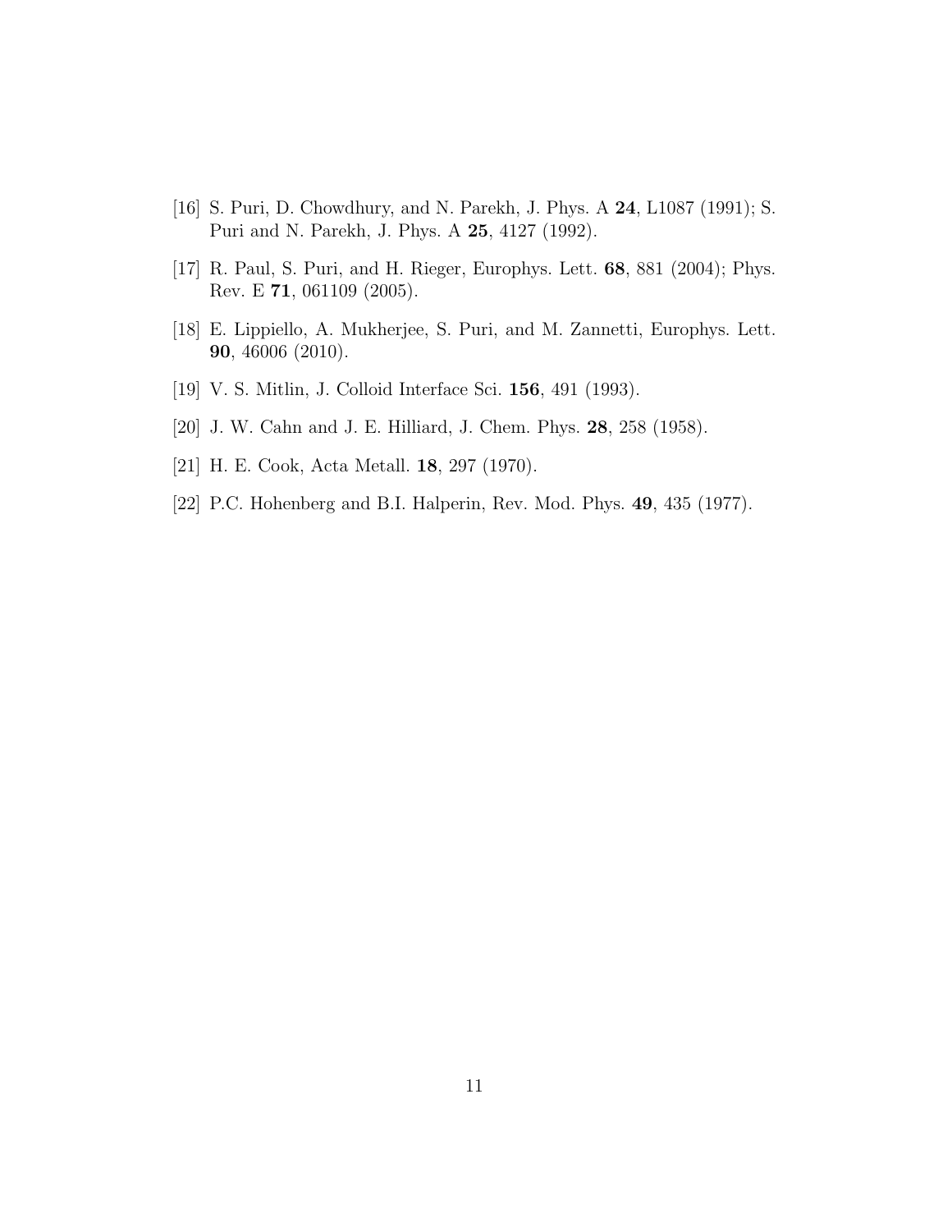[16] S. Puri, D. Chowdhury, and N. Parekh, J. Phys. A **24**, L1087 (1991); S. Puri and N. Parekh, J. Phys. A **25**, 4127 (1992).

[17] R. Paul, S. Puri, and H. Rieger, Europhys. Lett. **68**, 881 (2004); Phys. Rev. E **71**, 061109 (2005).

[18] E. Lippiello, A. Mukherjee, S. Puri, and M. Zannetti, Europhys. Lett. **90**, 46006 (2010).

[19] V. S. Mitlin, J. Colloid Interface Sci. **156**, 491 (1993).

[20] J. W. Cahn and J. E. Hilliard, J. Chem. Phys. **28**, 258 (1958).

[21] H. E. Cook, Acta Metall. **18**, 297 (1970).

[22] P.C. Hohenberg and B.I. Halperin, Rev. Mod. Phys. **49**, 435 (1977).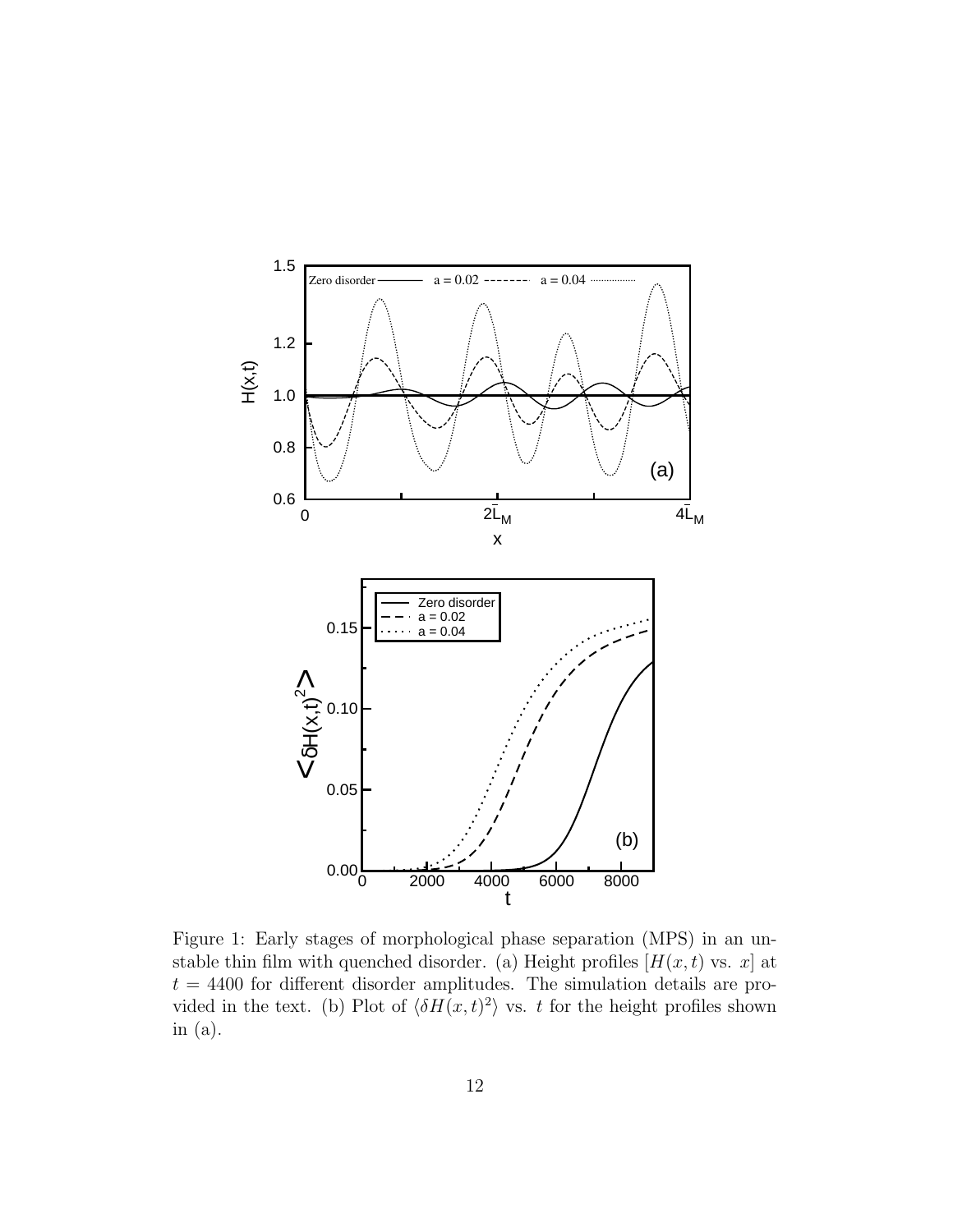Figure 1: Early stages of morphological phase separation (MPS) in an unstable thin film with quenched disorder. (a) Height profiles [$H(x,t)$ vs. $x$] at $t = 4400$ for different disorder amplitudes. The simulation details are provided in the text. (b) Plot of $\langle \delta H(x,t)^2 \rangle$ vs. $t$ for the height profiles shown in (a).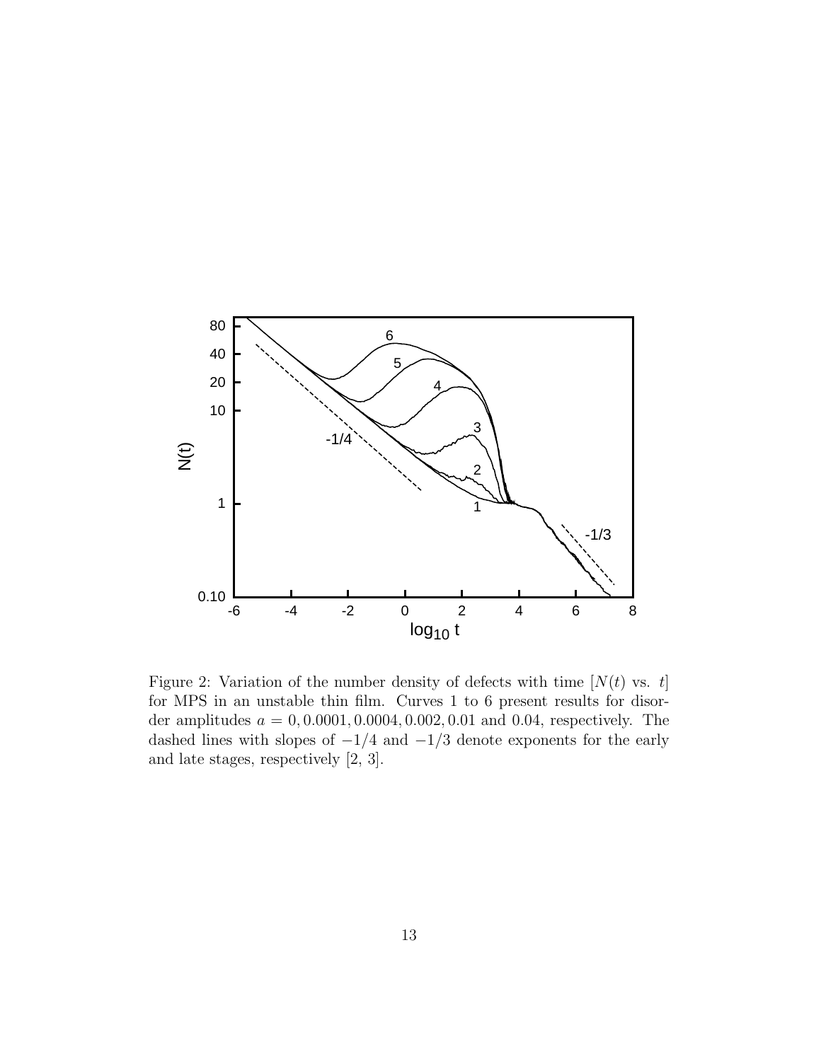Figure 2: Variation of the number density of defects with time [$N(t)$ vs. $t$] for MPS in an unstable thin film. Curves 1 to 6 present results for disorder amplitudes $a = 0, 0.0001, 0.0004, 0.002, 0.01$ and $0.04$, respectively. The dashed lines with slopes of $-1/4$ and $-1/3$ denote exponents for the early and late stages, respectively [2, 3].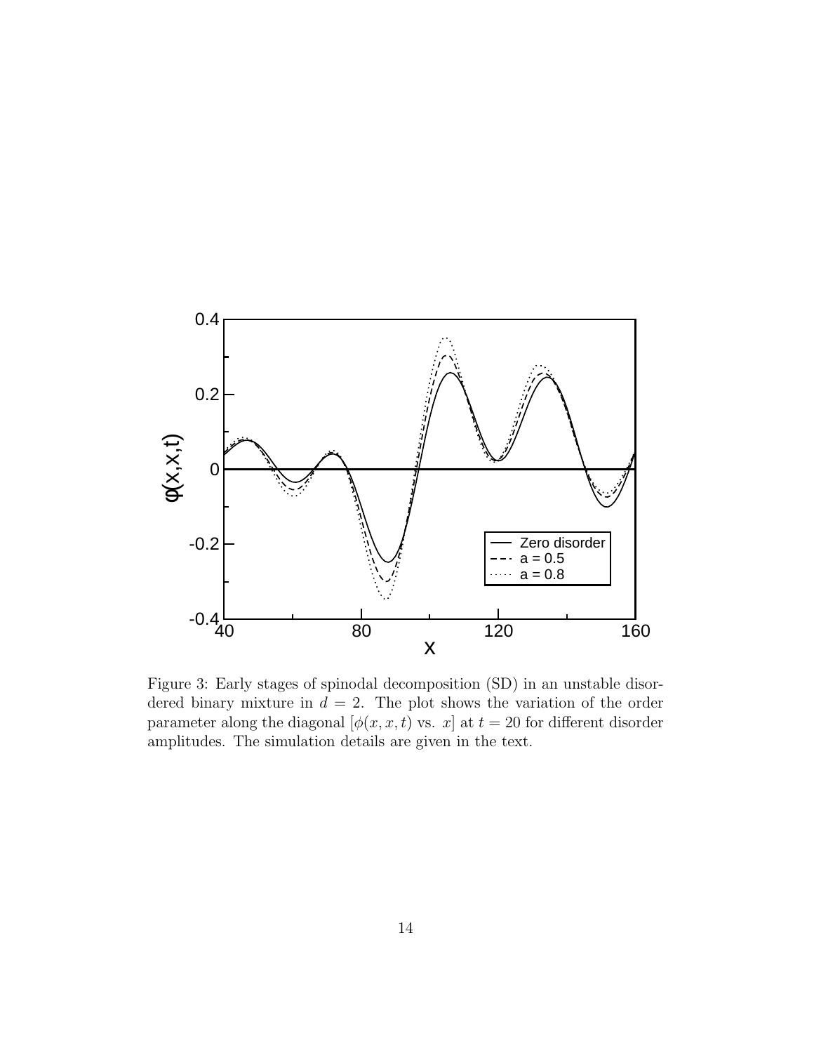Figure 3: Early stages of spinodal decomposition (SD) in an unstable disordered binary mixture in $d = 2$. The plot shows the variation of the order parameter along the diagonal [$\phi(x, x, t)$ vs. $x$] at $t = 20$ for different disorder amplitudes. The simulation details are given in the text.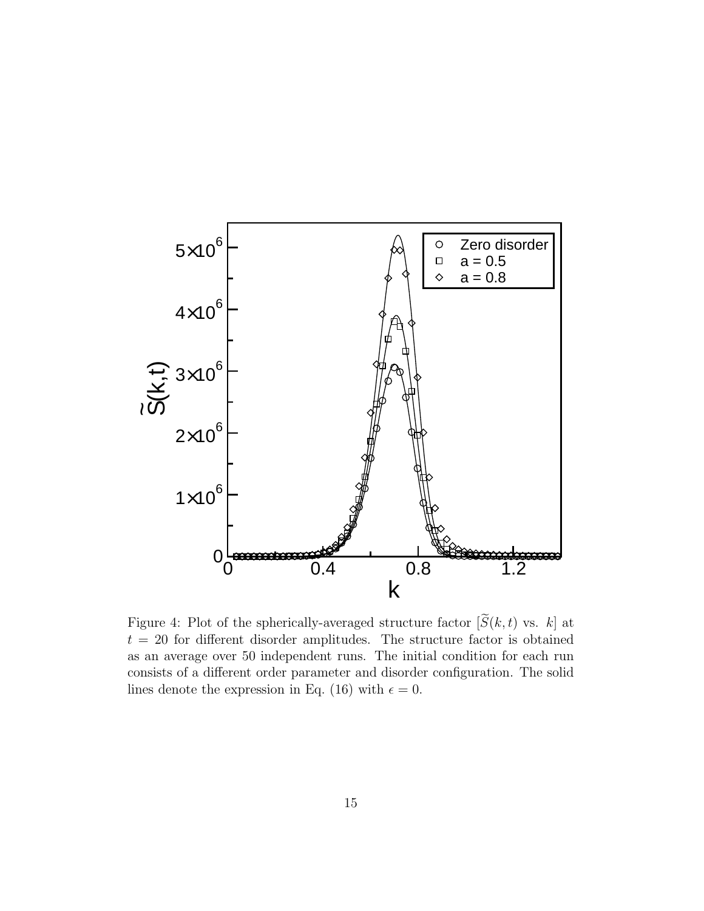$\widetilde{S}(k,t)$

$5\times10^6$

$4\times10^6$

$3\times10^6$

$2\times10^6$

$1\times10^6$

0

0

0.4

0.8

1.2

k

Zero disorder

a = 0.5

a = 0.8

Figure 4: Plot of the spherically-averaged structure factor $[\widetilde{S}(k,t)$ vs. $k]$ at $t = 20$ for different disorder amplitudes. The structure factor is obtained as an average over 50 independent runs. The initial condition for each run consists of a different order parameter and disorder configuration. The solid lines denote the expression in Eq. (16) with $\epsilon = 0$.